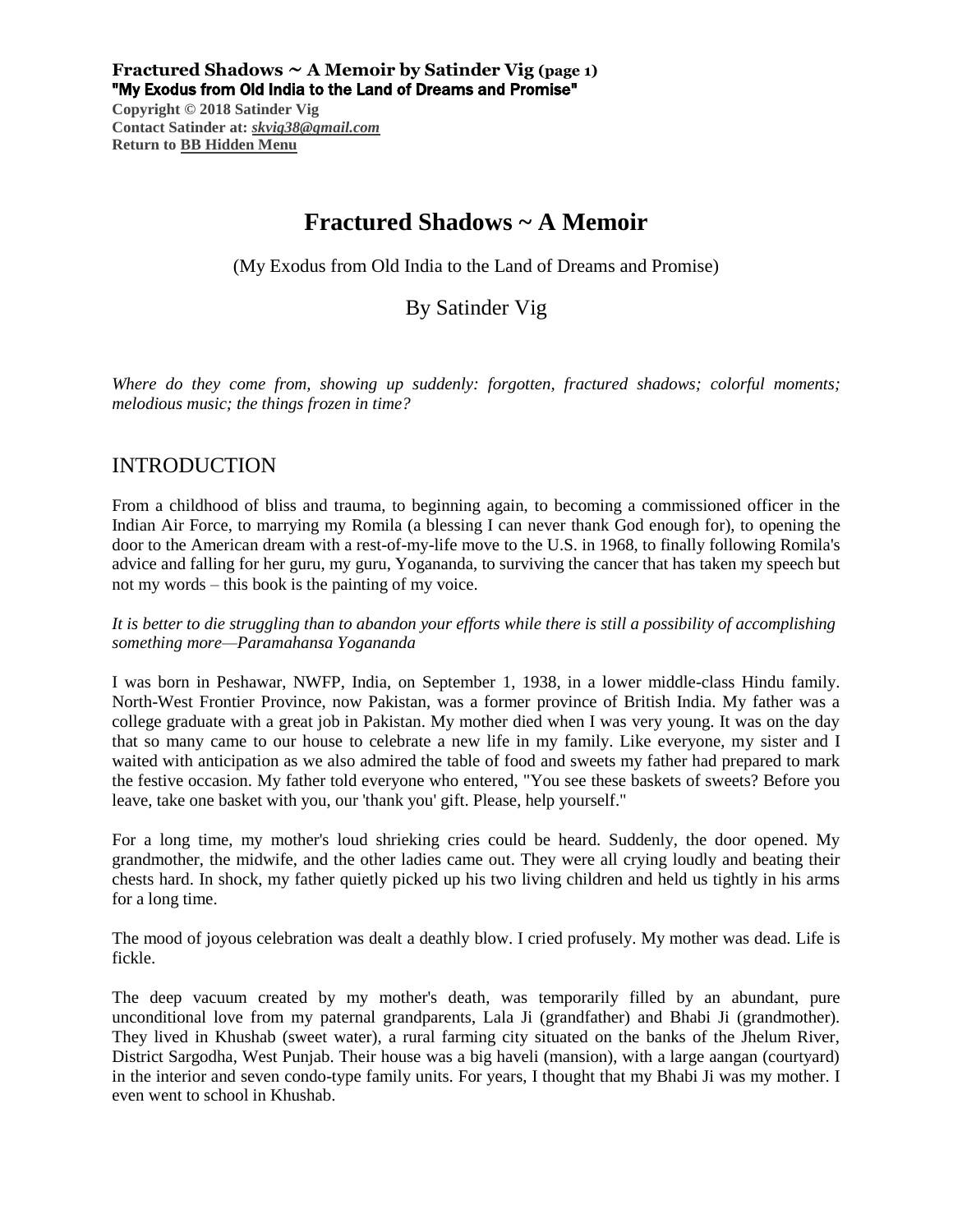**Fractured Shadows ~ A Memoir by Satinder Vig (page 1)**
**"My Exodus from Old India to the Land of Dreams and Promise"**
**Copyright © 2018 Satinder Vig**
**Contact Satinder at: *skvig38@gmail.com***
**Return to BB Hidden Menu**

# Fractured Shadows ~ A Memoir

(My Exodus from Old India to the Land of Dreams and Promise)

By Satinder Vig

*Where do they come from, showing up suddenly: forgotten, fractured shadows; colorful moments; melodious music; the things frozen in time?*

## INTRODUCTION

From a childhood of bliss and trauma, to beginning again, to becoming a commissioned officer in the Indian Air Force, to marrying my Romila (a blessing I can never thank God enough for), to opening the door to the American dream with a rest-of-my-life move to the U.S. in 1968, to finally following Romila's advice and falling for her guru, my guru, Yogananda, to surviving the cancer that has taken my speech but not my words – this book is the painting of my voice.

*It is better to die struggling than to abandon your efforts while there is still a possibility of accomplishing something more—Paramahansa Yogananda*

I was born in Peshawar, NWFP, India, on September 1, 1938, in a lower middle-class Hindu family. North-West Frontier Province, now Pakistan, was a former province of British India. My father was a college graduate with a great job in Pakistan. My mother died when I was very young. It was on the day that so many came to our house to celebrate a new life in my family. Like everyone, my sister and I waited with anticipation as we also admired the table of food and sweets my father had prepared to mark the festive occasion. My father told everyone who entered, "You see these baskets of sweets? Before you leave, take one basket with you, our 'thank you' gift. Please, help yourself."

For a long time, my mother's loud shrieking cries could be heard. Suddenly, the door opened. My grandmother, the midwife, and the other ladies came out. They were all crying loudly and beating their chests hard. In shock, my father quietly picked up his two living children and held us tightly in his arms for a long time.

The mood of joyous celebration was dealt a deathly blow. I cried profusely. My mother was dead. Life is fickle.

The deep vacuum created by my mother's death, was temporarily filled by an abundant, pure unconditional love from my paternal grandparents, Lala Ji (grandfather) and Bhabi Ji (grandmother). They lived in Khushab (sweet water), a rural farming city situated on the banks of the Jhelum River, District Sargodha, West Punjab. Their house was a big haveli (mansion), with a large aangan (courtyard) in the interior and seven condo-type family units. For years, I thought that my Bhabi Ji was my mother. I even went to school in Khushab.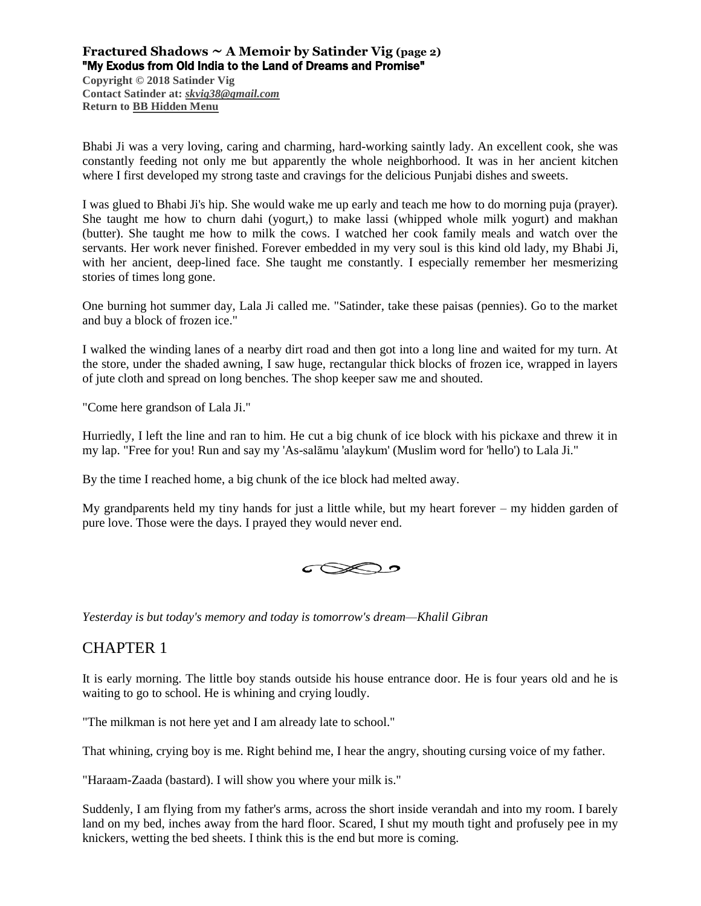Bhabi Ji was a very loving, caring and charming, hard-working saintly lady. An excellent cook, she was constantly feeding not only me but apparently the whole neighborhood. It was in her ancient kitchen where I first developed my strong taste and cravings for the delicious Punjabi dishes and sweets.

I was glued to Bhabi Ji's hip. She would wake me up early and teach me how to do morning puja (prayer). She taught me how to churn dahi (yogurt,) to make lassi (whipped whole milk yogurt) and makhan (butter). She taught me how to milk the cows. I watched her cook family meals and watch over the servants. Her work never finished. Forever embedded in my very soul is this kind old lady, my Bhabi Ji, with her ancient, deep-lined face. She taught me constantly. I especially remember her mesmerizing stories of times long gone.

One burning hot summer day, Lala Ji called me. "Satinder, take these paisas (pennies). Go to the market and buy a block of frozen ice."

I walked the winding lanes of a nearby dirt road and then got into a long line and waited for my turn. At the store, under the shaded awning, I saw huge, rectangular thick blocks of frozen ice, wrapped in layers of jute cloth and spread on long benches. The shop keeper saw me and shouted.

"Come here grandson of Lala Ji."

Hurriedly, I left the line and ran to him. He cut a big chunk of ice block with his pickaxe and threw it in my lap. "Free for you! Run and say my 'As-salāmu 'alaykum' (Muslim word for 'hello') to Lala Ji."

By the time I reached home, a big chunk of the ice block had melted away.

My grandparents held my tiny hands for just a little while, but my heart forever – my hidden garden of pure love. Those were the days. I prayed they would never end.

*Yesterday is but today's memory and today is tomorrow's dream—Khalil Gibran*

## CHAPTER 1

It is early morning. The little boy stands outside his house entrance door. He is four years old and he is waiting to go to school. He is whining and crying loudly.

"The milkman is not here yet and I am already late to school."

That whining, crying boy is me. Right behind me, I hear the angry, shouting cursing voice of my father.

"Haraam-Zaada (bastard). I will show you where your milk is."

Suddenly, I am flying from my father's arms, across the short inside verandah and into my room. I barely land on my bed, inches away from the hard floor. Scared, I shut my mouth tight and profusely pee in my knickers, wetting the bed sheets. I think this is the end but more is coming.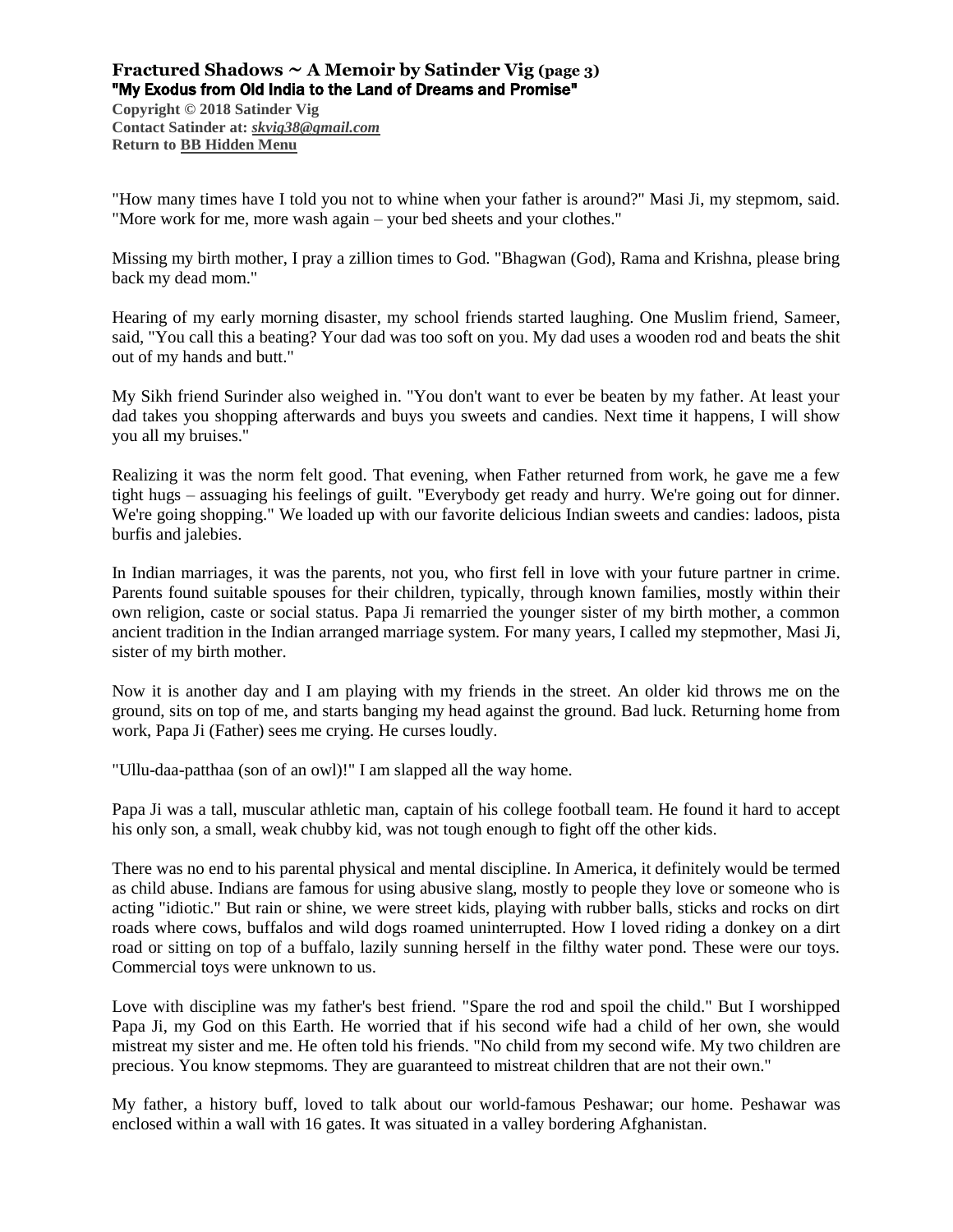"How many times have I told you not to whine when your father is around?" Masi Ji, my stepmom, said. "More work for me, more wash again – your bed sheets and your clothes."

Missing my birth mother, I pray a zillion times to God. "Bhagwan (God), Rama and Krishna, please bring back my dead mom."

Hearing of my early morning disaster, my school friends started laughing. One Muslim friend, Sameer, said, "You call this a beating? Your dad was too soft on you. My dad uses a wooden rod and beats the shit out of my hands and butt."

My Sikh friend Surinder also weighed in. "You don't want to ever be beaten by my father. At least your dad takes you shopping afterwards and buys you sweets and candies. Next time it happens, I will show you all my bruises."

Realizing it was the norm felt good. That evening, when Father returned from work, he gave me a few tight hugs – assuaging his feelings of guilt. "Everybody get ready and hurry. We're going out for dinner. We're going shopping." We loaded up with our favorite delicious Indian sweets and candies: ladoos, pista burfis and jalebies.

In Indian marriages, it was the parents, not you, who first fell in love with your future partner in crime. Parents found suitable spouses for their children, typically, through known families, mostly within their own religion, caste or social status. Papa Ji remarried the younger sister of my birth mother, a common ancient tradition in the Indian arranged marriage system. For many years, I called my stepmother, Masi Ji, sister of my birth mother.

Now it is another day and I am playing with my friends in the street. An older kid throws me on the ground, sits on top of me, and starts banging my head against the ground. Bad luck. Returning home from work, Papa Ji (Father) sees me crying. He curses loudly.

"Ullu-daa-patthaa (son of an owl)!" I am slapped all the way home.

Papa Ji was a tall, muscular athletic man, captain of his college football team. He found it hard to accept his only son, a small, weak chubby kid, was not tough enough to fight off the other kids.

There was no end to his parental physical and mental discipline. In America, it definitely would be termed as child abuse. Indians are famous for using abusive slang, mostly to people they love or someone who is acting "idiotic." But rain or shine, we were street kids, playing with rubber balls, sticks and rocks on dirt roads where cows, buffalos and wild dogs roamed uninterrupted. How I loved riding a donkey on a dirt road or sitting on top of a buffalo, lazily sunning herself in the filthy water pond. These were our toys. Commercial toys were unknown to us.

Love with discipline was my father's best friend. "Spare the rod and spoil the child." But I worshipped Papa Ji, my God on this Earth. He worried that if his second wife had a child of her own, she would mistreat my sister and me. He often told his friends. "No child from my second wife. My two children are precious. You know stepmoms. They are guaranteed to mistreat children that are not their own."

My father, a history buff, loved to talk about our world-famous Peshawar; our home. Peshawar was enclosed within a wall with 16 gates. It was situated in a valley bordering Afghanistan.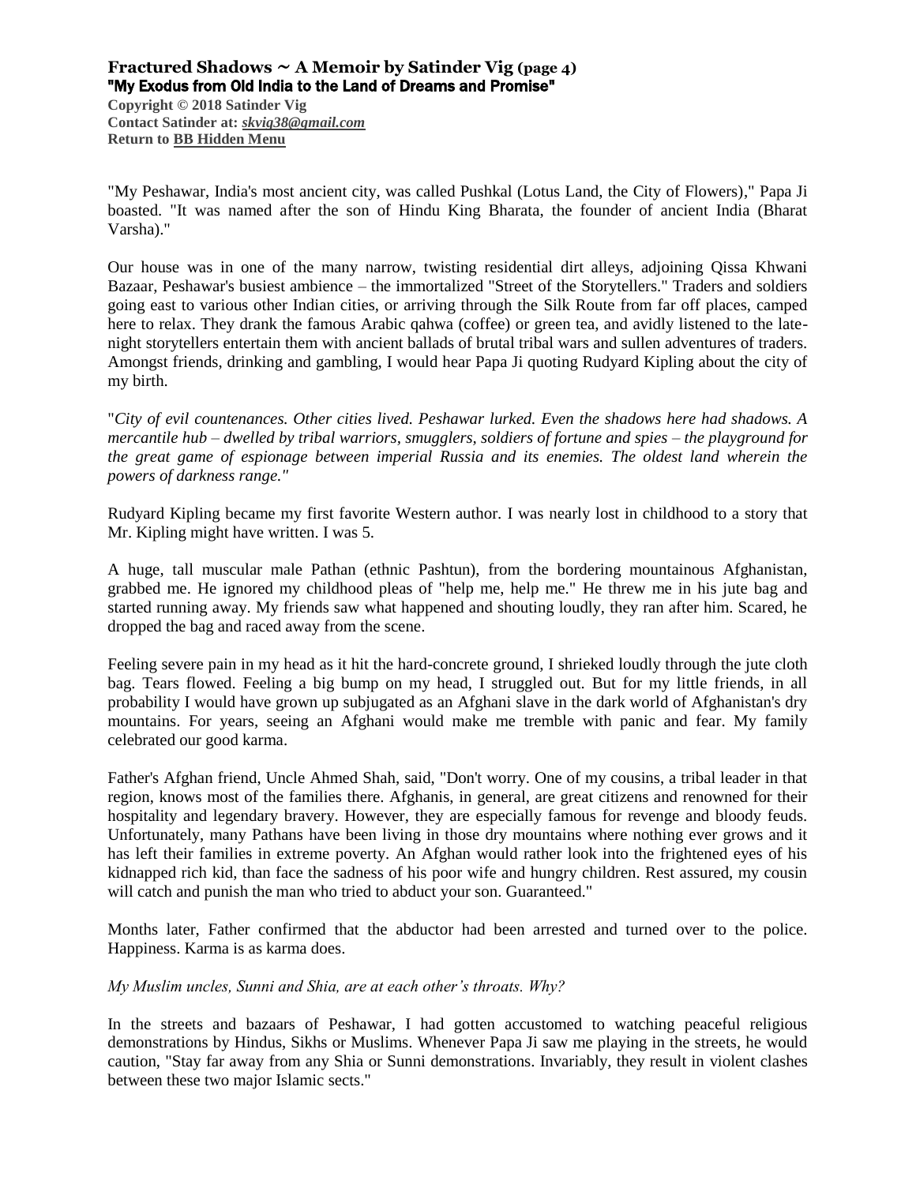**Fractured Shadows ~ A Memoir by Satinder Vig (page 4)**
**"My Exodus from Old India to the Land of Dreams and Promise"**
**Copyright © 2018 Satinder Vig**
**Contact Satinder at: *skvig38@gmail.com***
**Return to BB Hidden Menu**

"My Peshawar, India's most ancient city, was called Pushkal (Lotus Land, the City of Flowers)," Papa Ji boasted. "It was named after the son of Hindu King Bharata, the founder of ancient India (Bharat Varsha)."

Our house was in one of the many narrow, twisting residential dirt alleys, adjoining Qissa Khwani Bazaar, Peshawar's busiest ambience – the immortalized "Street of the Storytellers." Traders and soldiers going east to various other Indian cities, or arriving through the Silk Route from far off places, camped here to relax. They drank the famous Arabic qahwa (coffee) or green tea, and avidly listened to the late-night storytellers entertain them with ancient ballads of brutal tribal wars and sullen adventures of traders. Amongst friends, drinking and gambling, I would hear Papa Ji quoting Rudyard Kipling about the city of my birth.

"*City of evil countenances. Other cities lived. Peshawar lurked. Even the shadows here had shadows. A mercantile hub – dwelled by tribal warriors, smugglers, soldiers of fortune and spies – the playground for the great game of espionage between imperial Russia and its enemies. The oldest land wherein the powers of darkness range."*

Rudyard Kipling became my first favorite Western author. I was nearly lost in childhood to a story that Mr. Kipling might have written. I was 5.

A huge, tall muscular male Pathan (ethnic Pashtun), from the bordering mountainous Afghanistan, grabbed me. He ignored my childhood pleas of "help me, help me." He threw me in his jute bag and started running away. My friends saw what happened and shouting loudly, they ran after him. Scared, he dropped the bag and raced away from the scene.

Feeling severe pain in my head as it hit the hard-concrete ground, I shrieked loudly through the jute cloth bag. Tears flowed. Feeling a big bump on my head, I struggled out. But for my little friends, in all probability I would have grown up subjugated as an Afghani slave in the dark world of Afghanistan's dry mountains. For years, seeing an Afghani would make me tremble with panic and fear. My family celebrated our good karma.

Father's Afghan friend, Uncle Ahmed Shah, said, "Don't worry. One of my cousins, a tribal leader in that region, knows most of the families there. Afghanis, in general, are great citizens and renowned for their hospitality and legendary bravery. However, they are especially famous for revenge and bloody feuds. Unfortunately, many Pathans have been living in those dry mountains where nothing ever grows and it has left their families in extreme poverty. An Afghan would rather look into the frightened eyes of his kidnapped rich kid, than face the sadness of his poor wife and hungry children. Rest assured, my cousin will catch and punish the man who tried to abduct your son. Guaranteed."

Months later, Father confirmed that the abductor had been arrested and turned over to the police. Happiness. Karma is as karma does.

*My Muslim uncles, Sunni and Shia, are at each other's throats. Why?*

In the streets and bazaars of Peshawar, I had gotten accustomed to watching peaceful religious demonstrations by Hindus, Sikhs or Muslims. Whenever Papa Ji saw me playing in the streets, he would caution, "Stay far away from any Shia or Sunni demonstrations. Invariably, they result in violent clashes between these two major Islamic sects."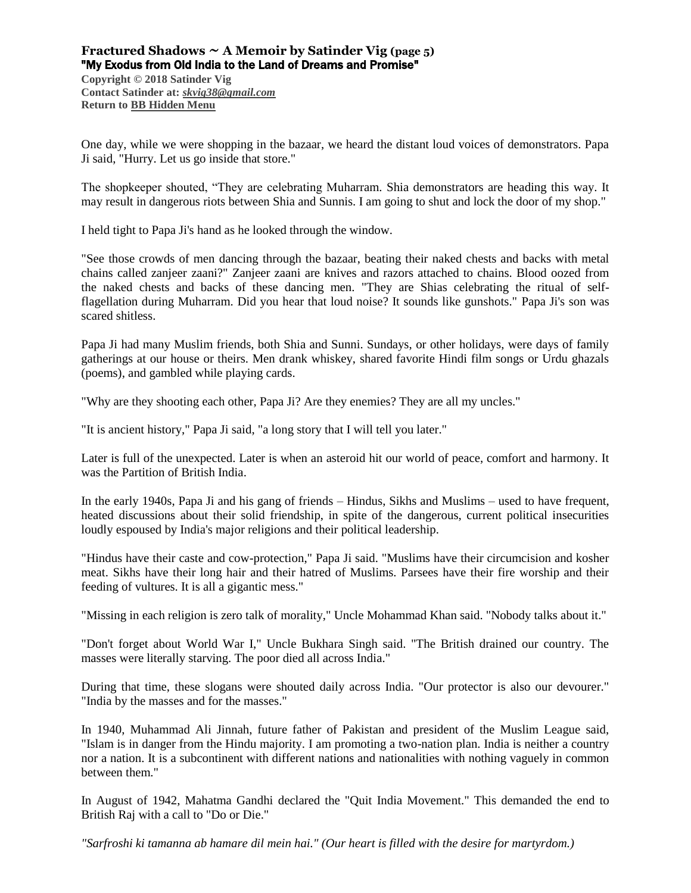# Fractured Shadows ~ A Memoir by Satinder Vig (page 5)

**"My Exodus from Old India to the Land of Dreams and Promise"**

**Copyright © 2018 Satinder Vig**
**Contact Satinder at: *skvig38@gmail.com***
**Return to BB Hidden Menu**

One day, while we were shopping in the bazaar, we heard the distant loud voices of demonstrators. Papa Ji said, "Hurry. Let us go inside that store."

The shopkeeper shouted, "They are celebrating Muharram. Shia demonstrators are heading this way. It may result in dangerous riots between Shia and Sunnis. I am going to shut and lock the door of my shop."

I held tight to Papa Ji's hand as he looked through the window.

"See those crowds of men dancing through the bazaar, beating their naked chests and backs with metal chains called zanjeer zaani?" Zanjeer zaani are knives and razors attached to chains. Blood oozed from the naked chests and backs of these dancing men. "They are Shias celebrating the ritual of self-flagellation during Muharram. Did you hear that loud noise? It sounds like gunshots." Papa Ji's son was scared shitless.

Papa Ji had many Muslim friends, both Shia and Sunni. Sundays, or other holidays, were days of family gatherings at our house or theirs. Men drank whiskey, shared favorite Hindi film songs or Urdu ghazals (poems), and gambled while playing cards.

"Why are they shooting each other, Papa Ji? Are they enemies? They are all my uncles."

"It is ancient history," Papa Ji said, "a long story that I will tell you later."

Later is full of the unexpected. Later is when an asteroid hit our world of peace, comfort and harmony. It was the Partition of British India.

In the early 1940s, Papa Ji and his gang of friends – Hindus, Sikhs and Muslims – used to have frequent, heated discussions about their solid friendship, in spite of the dangerous, current political insecurities loudly espoused by India's major religions and their political leadership.

"Hindus have their caste and cow-protection," Papa Ji said. "Muslims have their circumcision and kosher meat. Sikhs have their long hair and their hatred of Muslims. Parsees have their fire worship and their feeding of vultures. It is all a gigantic mess."

"Missing in each religion is zero talk of morality," Uncle Mohammad Khan said. "Nobody talks about it."

"Don't forget about World War I," Uncle Bukhara Singh said. "The British drained our country. The masses were literally starving. The poor died all across India."

During that time, these slogans were shouted daily across India. "Our protector is also our devourer." "India by the masses and for the masses."

In 1940, Muhammad Ali Jinnah, future father of Pakistan and president of the Muslim League said, "Islam is in danger from the Hindu majority. I am promoting a two-nation plan. India is neither a country nor a nation. It is a subcontinent with different nations and nationalities with nothing vaguely in common between them."

In August of 1942, Mahatma Gandhi declared the "Quit India Movement." This demanded the end to British Raj with a call to "Do or Die."

*"Sarfroshi ki tamanna ab hamare dil mein hai." (Our heart is filled with the desire for martyrdom.)*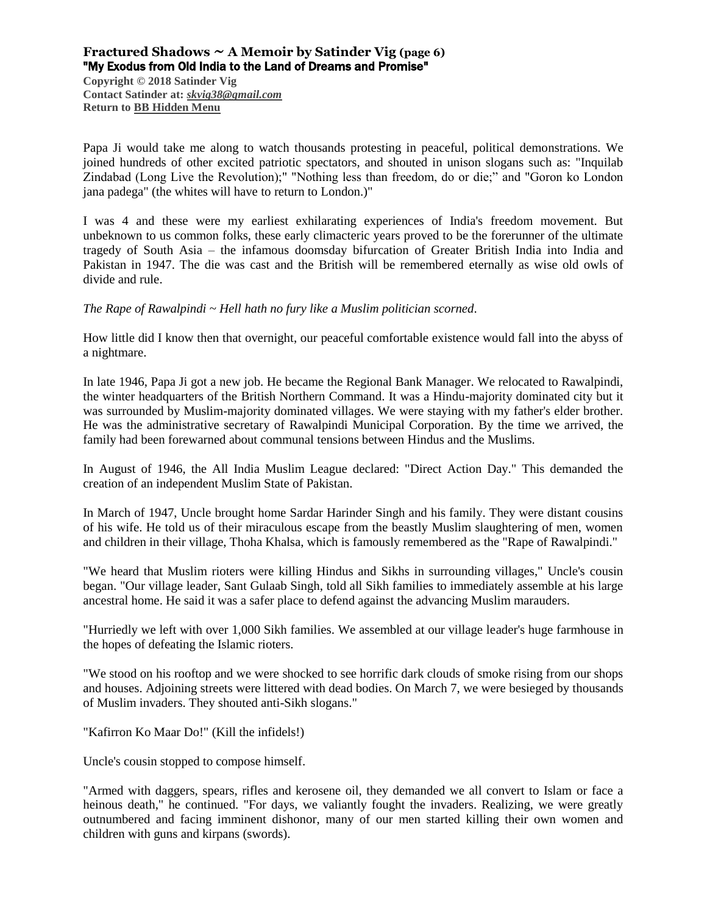# Fractured Shadows ~ A Memoir by Satinder Vig (page 6)

**"My Exodus from Old India to the Land of Dreams and Promise"**

**Copyright © 2018 Satinder Vig**
**Contact Satinder at: *skvig38@gmail.com***
**Return to BB Hidden Menu**

Papa Ji would take me along to watch thousands protesting in peaceful, political demonstrations. We joined hundreds of other excited patriotic spectators, and shouted in unison slogans such as: "Inquilab Zindabad (Long Live the Revolution);" "Nothing less than freedom, do or die;" and "Goron ko London jana padega" (the whites will have to return to London.)"

I was 4 and these were my earliest exhilarating experiences of India's freedom movement. But unbeknown to us common folks, these early climacteric years proved to be the forerunner of the ultimate tragedy of South Asia – the infamous doomsday bifurcation of Greater British India into India and Pakistan in 1947. The die was cast and the British will be remembered eternally as wise old owls of divide and rule.

*The Rape of Rawalpindi ~ Hell hath no fury like a Muslim politician scorned.*

How little did I know then that overnight, our peaceful comfortable existence would fall into the abyss of a nightmare.

In late 1946, Papa Ji got a new job. He became the Regional Bank Manager. We relocated to Rawalpindi, the winter headquarters of the British Northern Command. It was a Hindu-majority dominated city but it was surrounded by Muslim-majority dominated villages. We were staying with my father's elder brother. He was the administrative secretary of Rawalpindi Municipal Corporation. By the time we arrived, the family had been forewarned about communal tensions between Hindus and the Muslims.

In August of 1946, the All India Muslim League declared: "Direct Action Day." This demanded the creation of an independent Muslim State of Pakistan.

In March of 1947, Uncle brought home Sardar Harinder Singh and his family. They were distant cousins of his wife. He told us of their miraculous escape from the beastly Muslim slaughtering of men, women and children in their village, Thoha Khalsa, which is famously remembered as the "Rape of Rawalpindi."

"We heard that Muslim rioters were killing Hindus and Sikhs in surrounding villages," Uncle's cousin began. "Our village leader, Sant Gulaab Singh, told all Sikh families to immediately assemble at his large ancestral home. He said it was a safer place to defend against the advancing Muslim marauders.

"Hurriedly we left with over 1,000 Sikh families. We assembled at our village leader's huge farmhouse in the hopes of defeating the Islamic rioters.

"We stood on his rooftop and we were shocked to see horrific dark clouds of smoke rising from our shops and houses. Adjoining streets were littered with dead bodies. On March 7, we were besieged by thousands of Muslim invaders. They shouted anti-Sikh slogans."

"Kafirron Ko Maar Do!" (Kill the infidels!)

Uncle's cousin stopped to compose himself.

"Armed with daggers, spears, rifles and kerosene oil, they demanded we all convert to Islam or face a heinous death," he continued. "For days, we valiantly fought the invaders. Realizing, we were greatly outnumbered and facing imminent dishonor, many of our men started killing their own women and children with guns and kirpans (swords).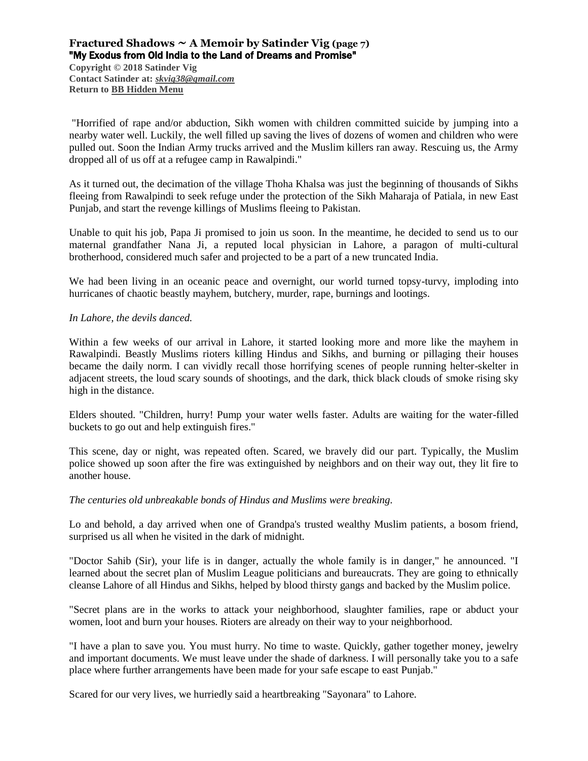**Fractured Shadows ~ A Memoir by Satinder Vig (page 7)**
**"My Exodus from Old India to the Land of Dreams and Promise"**
**Copyright © 2018 Satinder Vig**
**Contact Satinder at: *skvig38@gmail.com***
**Return to BB Hidden Menu**

"Horrified of rape and/or abduction, Sikh women with children committed suicide by jumping into a nearby water well. Luckily, the well filled up saving the lives of dozens of women and children who were pulled out. Soon the Indian Army trucks arrived and the Muslim killers ran away. Rescuing us, the Army dropped all of us off at a refugee camp in Rawalpindi."

As it turned out, the decimation of the village Thoha Khalsa was just the beginning of thousands of Sikhs fleeing from Rawalpindi to seek refuge under the protection of the Sikh Maharaja of Patiala, in new East Punjab, and start the revenge killings of Muslims fleeing to Pakistan.

Unable to quit his job, Papa Ji promised to join us soon. In the meantime, he decided to send us to our maternal grandfather Nana Ji, a reputed local physician in Lahore, a paragon of multi-cultural brotherhood, considered much safer and projected to be a part of a new truncated India.

We had been living in an oceanic peace and overnight, our world turned topsy-turvy, imploding into hurricanes of chaotic beastly mayhem, butchery, murder, rape, burnings and lootings.

*In Lahore, the devils danced.*

Within a few weeks of our arrival in Lahore, it started looking more and more like the mayhem in Rawalpindi. Beastly Muslims rioters killing Hindus and Sikhs, and burning or pillaging their houses became the daily norm. I can vividly recall those horrifying scenes of people running helter-skelter in adjacent streets, the loud scary sounds of shootings, and the dark, thick black clouds of smoke rising sky high in the distance.

Elders shouted. "Children, hurry! Pump your water wells faster. Adults are waiting for the water-filled buckets to go out and help extinguish fires."

This scene, day or night, was repeated often. Scared, we bravely did our part. Typically, the Muslim police showed up soon after the fire was extinguished by neighbors and on their way out, they lit fire to another house.

*The centuries old unbreakable bonds of Hindus and Muslims were breaking.*

Lo and behold, a day arrived when one of Grandpa's trusted wealthy Muslim patients, a bosom friend, surprised us all when he visited in the dark of midnight.

"Doctor Sahib (Sir), your life is in danger, actually the whole family is in danger," he announced. "I learned about the secret plan of Muslim League politicians and bureaucrats. They are going to ethnically cleanse Lahore of all Hindus and Sikhs, helped by blood thirsty gangs and backed by the Muslim police.

"Secret plans are in the works to attack your neighborhood, slaughter families, rape or abduct your women, loot and burn your houses. Rioters are already on their way to your neighborhood.

"I have a plan to save you. You must hurry. No time to waste. Quickly, gather together money, jewelry and important documents. We must leave under the shade of darkness. I will personally take you to a safe place where further arrangements have been made for your safe escape to east Punjab."

Scared for our very lives, we hurriedly said a heartbreaking "Sayonara" to Lahore.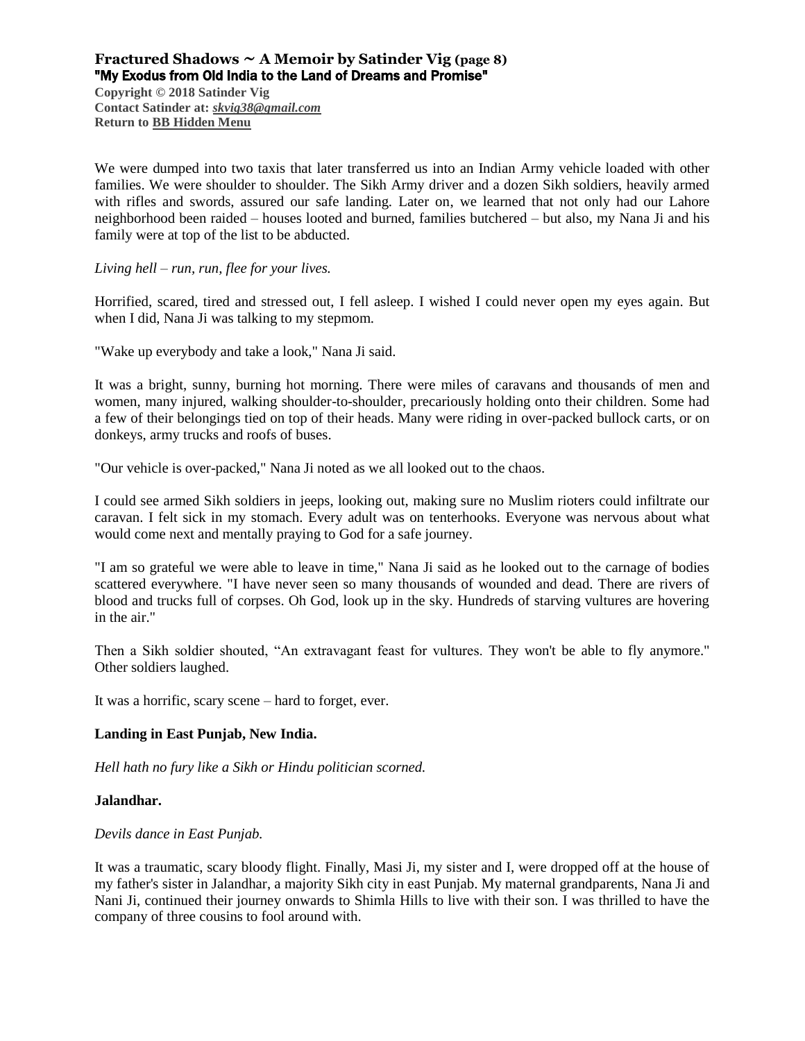We were dumped into two taxis that later transferred us into an Indian Army vehicle loaded with other families. We were shoulder to shoulder. The Sikh Army driver and a dozen Sikh soldiers, heavily armed with rifles and swords, assured our safe landing. Later on, we learned that not only had our Lahore neighborhood been raided – houses looted and burned, families butchered – but also, my Nana Ji and his family were at top of the list to be abducted.

*Living hell – run, run, flee for your lives.*

Horrified, scared, tired and stressed out, I fell asleep. I wished I could never open my eyes again. But when I did, Nana Ji was talking to my stepmom.

"Wake up everybody and take a look," Nana Ji said.

It was a bright, sunny, burning hot morning. There were miles of caravans and thousands of men and women, many injured, walking shoulder-to-shoulder, precariously holding onto their children. Some had a few of their belongings tied on top of their heads. Many were riding in over-packed bullock carts, or on donkeys, army trucks and roofs of buses.

"Our vehicle is over-packed," Nana Ji noted as we all looked out to the chaos.

I could see armed Sikh soldiers in jeeps, looking out, making sure no Muslim rioters could infiltrate our caravan. I felt sick in my stomach. Every adult was on tenterhooks. Everyone was nervous about what would come next and mentally praying to God for a safe journey.

"I am so grateful we were able to leave in time," Nana Ji said as he looked out to the carnage of bodies scattered everywhere. "I have never seen so many thousands of wounded and dead. There are rivers of blood and trucks full of corpses. Oh God, look up in the sky. Hundreds of starving vultures are hovering in the air."

Then a Sikh soldier shouted, "An extravagant feast for vultures. They won't be able to fly anymore." Other soldiers laughed.

It was a horrific, scary scene – hard to forget, ever.

**Landing in East Punjab, New India.**

*Hell hath no fury like a Sikh or Hindu politician scorned.*

**Jalandhar.**

*Devils dance in East Punjab.*

It was a traumatic, scary bloody flight. Finally, Masi Ji, my sister and I, were dropped off at the house of my father's sister in Jalandhar, a majority Sikh city in east Punjab. My maternal grandparents, Nana Ji and Nani Ji, continued their journey onwards to Shimla Hills to live with their son. I was thrilled to have the company of three cousins to fool around with.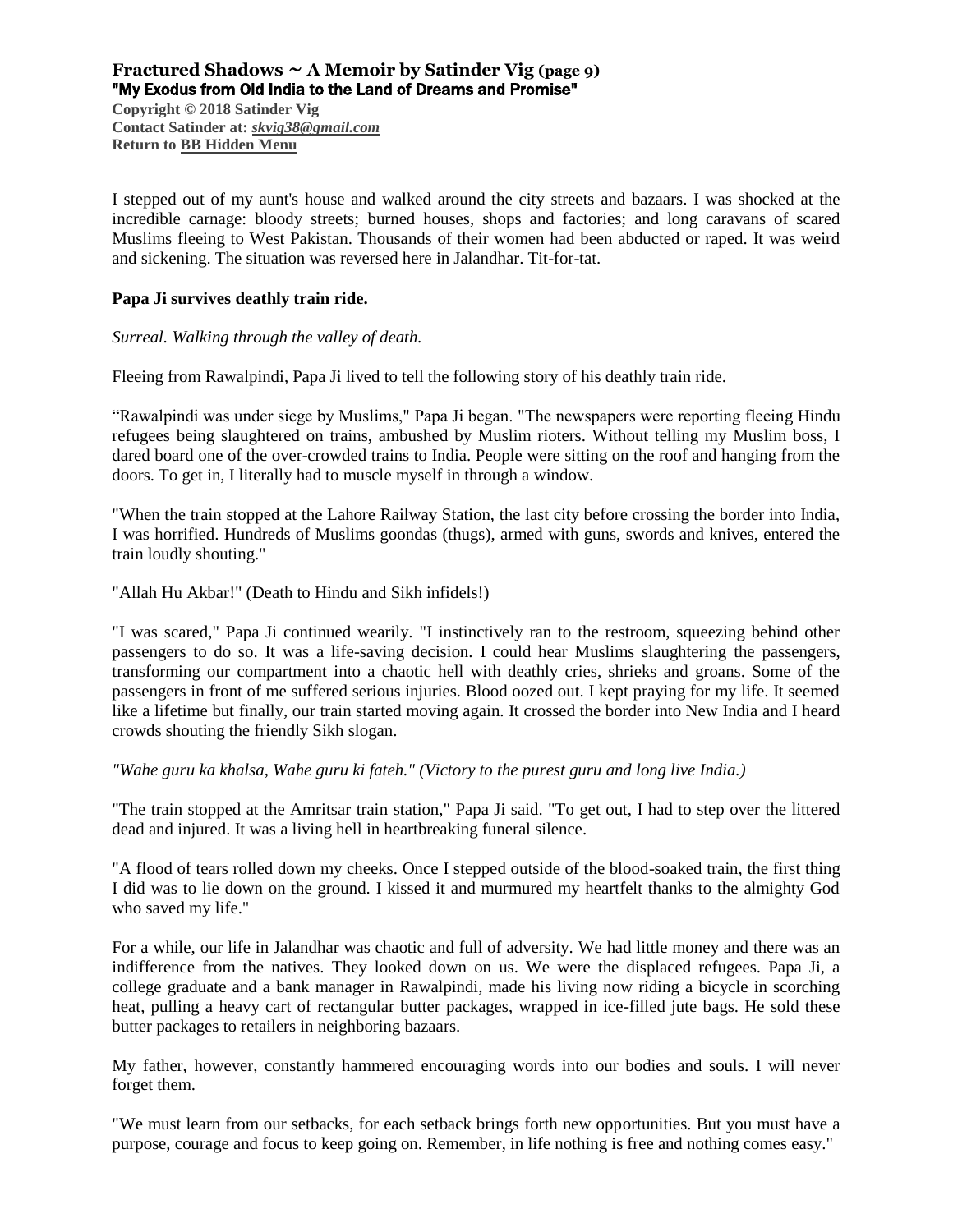I stepped out of my aunt's house and walked around the city streets and bazaars. I was shocked at the incredible carnage: bloody streets; burned houses, shops and factories; and long caravans of scared Muslims fleeing to West Pakistan. Thousands of their women had been abducted or raped. It was weird and sickening. The situation was reversed here in Jalandhar. Tit-for-tat.

**Papa Ji survives deathly train ride.**

*Surreal. Walking through the valley of death.*

Fleeing from Rawalpindi, Papa Ji lived to tell the following story of his deathly train ride.

"Rawalpindi was under siege by Muslims," Papa Ji began. "The newspapers were reporting fleeing Hindu refugees being slaughtered on trains, ambushed by Muslim rioters. Without telling my Muslim boss, I dared board one of the over-crowded trains to India. People were sitting on the roof and hanging from the doors. To get in, I literally had to muscle myself in through a window.

"When the train stopped at the Lahore Railway Station, the last city before crossing the border into India, I was horrified. Hundreds of Muslims goondas (thugs), armed with guns, swords and knives, entered the train loudly shouting."

"Allah Hu Akbar!" (Death to Hindu and Sikh infidels!)

"I was scared," Papa Ji continued wearily. "I instinctively ran to the restroom, squeezing behind other passengers to do so. It was a life-saving decision. I could hear Muslims slaughtering the passengers, transforming our compartment into a chaotic hell with deathly cries, shrieks and groans. Some of the passengers in front of me suffered serious injuries. Blood oozed out. I kept praying for my life. It seemed like a lifetime but finally, our train started moving again. It crossed the border into New India and I heard crowds shouting the friendly Sikh slogan.

*"Wahe guru ka khalsa, Wahe guru ki fateh." (Victory to the purest guru and long live India.)*

"The train stopped at the Amritsar train station," Papa Ji said. "To get out, I had to step over the littered dead and injured. It was a living hell in heartbreaking funeral silence.

"A flood of tears rolled down my cheeks. Once I stepped outside of the blood-soaked train, the first thing I did was to lie down on the ground. I kissed it and murmured my heartfelt thanks to the almighty God who saved my life."

For a while, our life in Jalandhar was chaotic and full of adversity. We had little money and there was an indifference from the natives. They looked down on us. We were the displaced refugees. Papa Ji, a college graduate and a bank manager in Rawalpindi, made his living now riding a bicycle in scorching heat, pulling a heavy cart of rectangular butter packages, wrapped in ice-filled jute bags. He sold these butter packages to retailers in neighboring bazaars.

My father, however, constantly hammered encouraging words into our bodies and souls. I will never forget them.

"We must learn from our setbacks, for each setback brings forth new opportunities. But you must have a purpose, courage and focus to keep going on. Remember, in life nothing is free and nothing comes easy."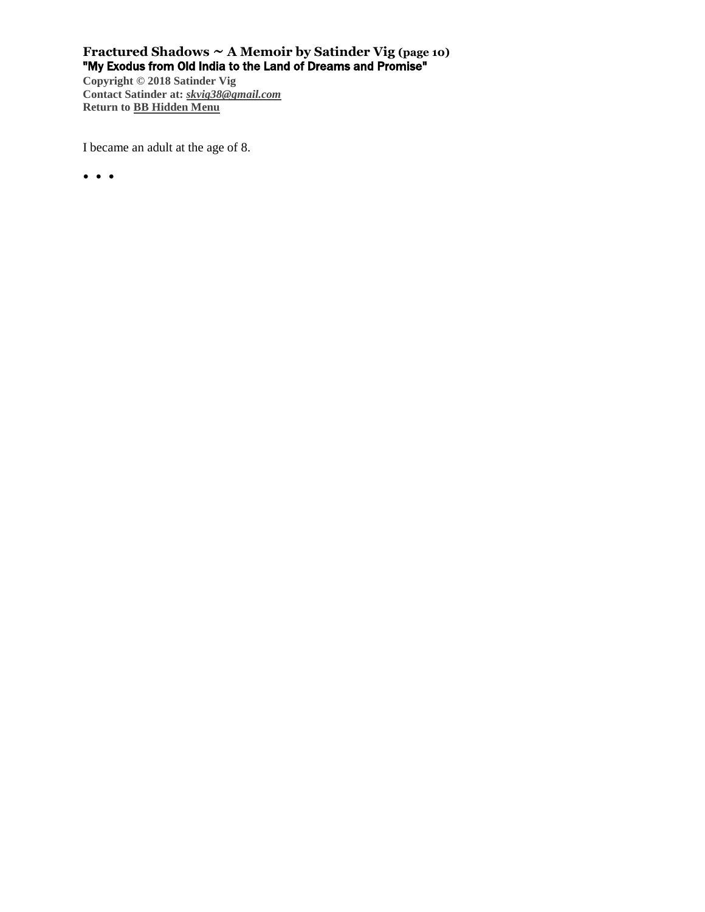### **Fractured Shadows ~ A Memoir by Satinder Vig** (page 10)
**"My Exodus from Old India to the Land of Dreams and Promise"**

**Copyright © 2018 Satinder Vig**
**Contact Satinder at:** ***skvig38@gmail.com***
**Return to BB Hidden Menu**

I became an adult at the age of 8.

• • •